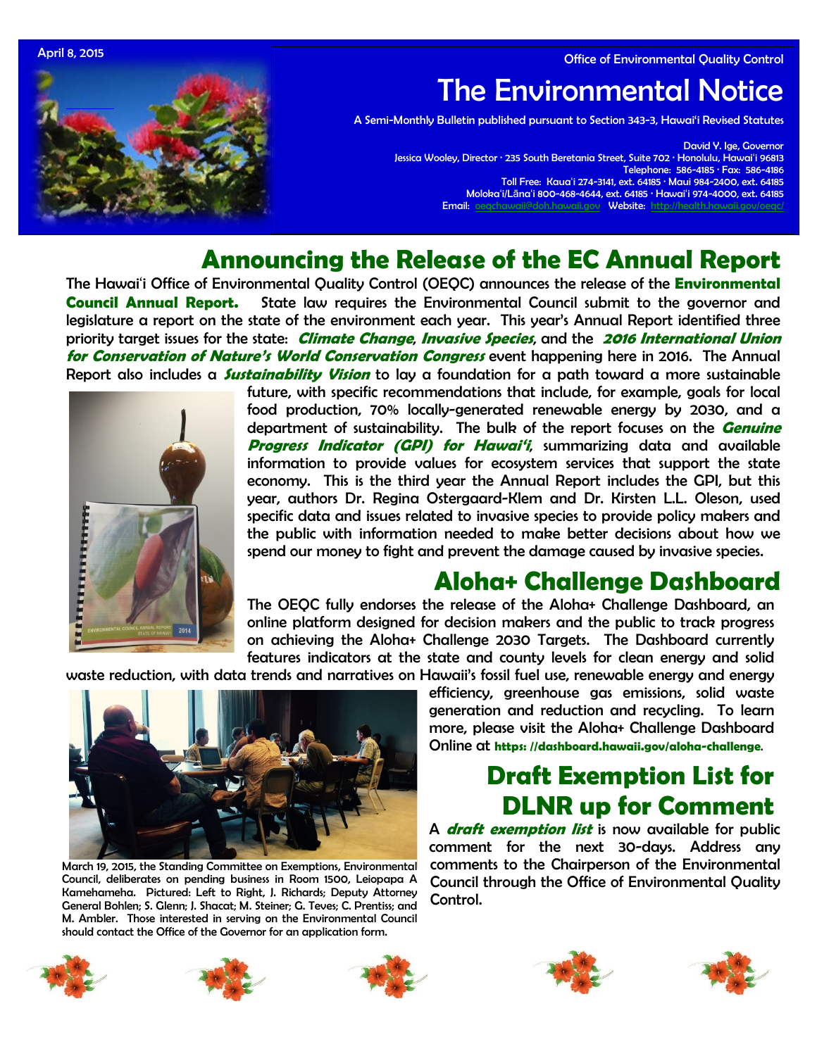April 8, 2015

Office of Environmental Quality Control

# The Environmental Notice

A Semi-Monthly Bulletin published pursuant to Section 343-3, Hawai'i Revised Statutes

David Y. Ige, Governor
Jessica Wooley, Director · 235 South Beretania Street, Suite 702 · Honolulu, Hawai'i 96813
Telephone: 586-4185 · Fax: 586-4186
Toll Free: Kaua'i 274-3141, ext. 64185 · Maui 984-2400, ext. 64185
Moloka'i/Lāna'i 800-468-4644, ext. 64185 · Hawai'i 974-4000, ext. 64185
Email: oeqchawaii@doh.hawaii.gov Website: http://health.hawaii.gov/oeqc/

## Announcing the Release of the EC Annual Report

The Hawai'i Office of Environmental Quality Control (OEQC) announces the release of the **Environmental Council Annual Report.** State law requires the Environmental Council submit to the governor and legislature a report on the state of the environment each year. This year's Annual Report identified three priority target issues for the state: ***Climate Change***, ***Invasive Species***, and the ***2016 International Union for Conservation of Nature's World Conservation Congress*** event happening here in 2016. The Annual Report also includes a ***Sustainability Vision*** to lay a foundation for a path toward a more sustainable future, with specific recommendations that include, for example, goals for local food production, 70% locally-generated renewable energy by 2030, and a department of sustainability. The bulk of the report focuses on the ***Genuine Progress Indicator (GPI) for Hawai'i***, summarizing data and available information to provide values for ecosystem services that support the state economy. This is the third year the Annual Report includes the GPI, but this year, authors Dr. Regina Ostergaard-Klem and Dr. Kirsten L.L. Oleson, used specific data and issues related to invasive species to provide policy makers and the public with information needed to make better decisions about how we spend our money to fight and prevent the damage caused by invasive species.

## Aloha+ Challenge Dashboard

The OEQC fully endorses the release of the Aloha+ Challenge Dashboard, an online platform designed for decision makers and the public to track progress on achieving the Aloha+ Challenge 2030 Targets. The Dashboard currently features indicators at the state and county levels for clean energy and solid waste reduction, with data trends and narratives on Hawaii's fossil fuel use, renewable energy and energy efficiency, greenhouse gas emissions, solid waste generation and reduction and recycling. To learn more, please visit the Aloha+ Challenge Dashboard Online at **https: //dashboard.hawaii.gov/aloha-challenge**.

March 19, 2015, the Standing Committee on Exemptions, Environmental Council, deliberates on pending business in Room 1500, Leiopapa A Kamehameha. Pictured: Left to Right, J. Richards; Deputy Attorney General Bohlen; S. Glenn; J. Shacat; M. Steiner; G. Teves; C. Prentiss; and M. Ambler. Those interested in serving on the Environmental Council should contact the Office of the Governor for an application form.

## Draft Exemption List for DLNR up for Comment

A ***draft exemption list*** is now available for public comment for the next 30-days. Address any comments to the Chairperson of the Environmental Council through the Office of Environmental Quality Control.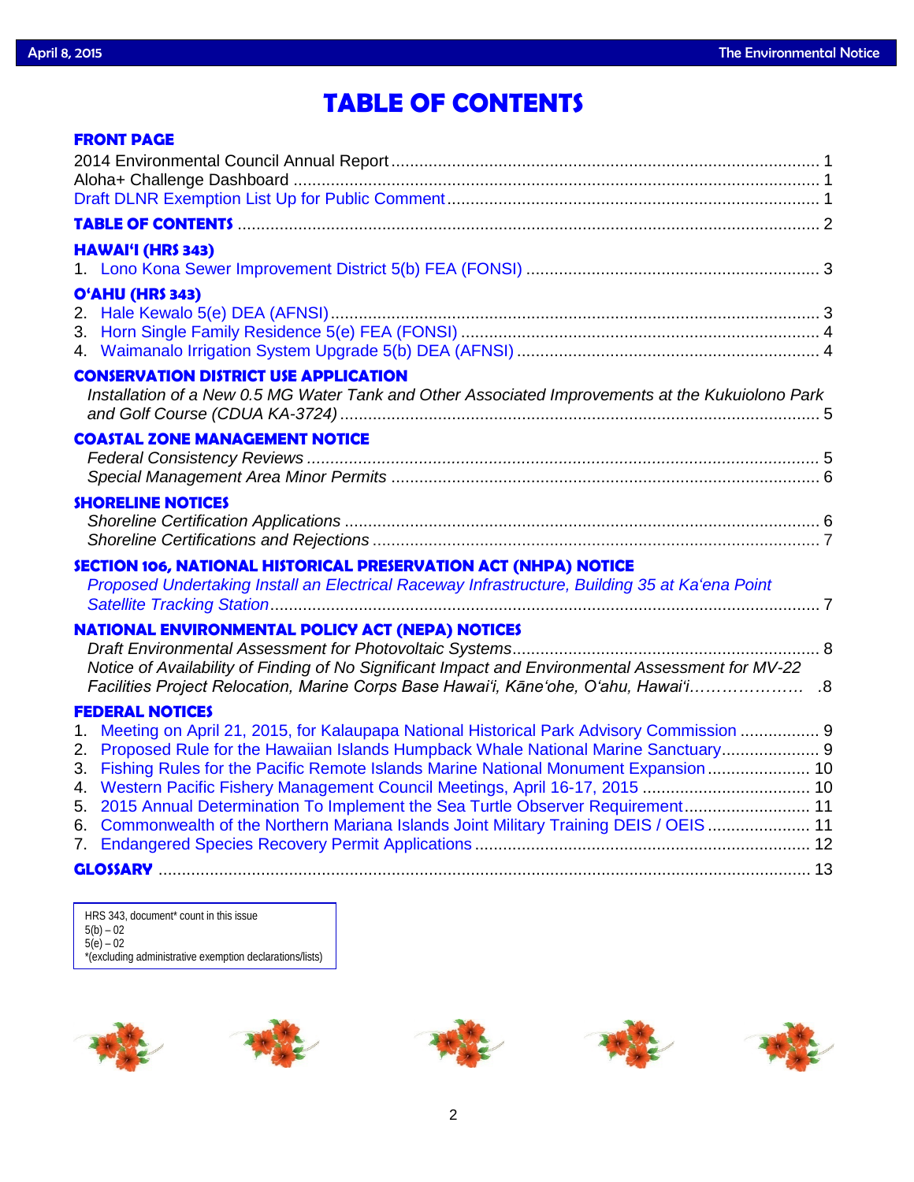# TABLE OF CONTENTS

**FRONT PAGE**

2014 Environmental Council Annual Report ........................................ 1
Aloha+ Challenge Dashboard ........................................ 1
Draft DLNR Exemption List Up for Public Comment ........................................ 1

**TABLE OF CONTENTS** ........................................ 2

**HAWAIʻI (HRS 343)**

1. Lono Kona Sewer Improvement District 5(b) FEA (FONSI) ........................................ 3

**OʻAHU (HRS 343)**

2. Hale Kewalo 5(e) DEA (AFNSI) ........................................ 3
3. Horn Single Family Residence 5(e) FEA (FONSI) ........................................ 4
4. Waimanalo Irrigation System Upgrade 5(b) DEA (AFNSI) ........................................ 4

**CONSERVATION DISTRICT USE APPLICATION**

*Installation of a New 0.5 MG Water Tank and Other Associated Improvements at the Kukuiolono Park and Golf Course (CDUA KA-3724)* ........................................ 5

**COASTAL ZONE MANAGEMENT NOTICE**

*Federal Consistency Reviews* ........................................ 5
*Special Management Area Minor Permits* ........................................ 6

**SHORELINE NOTICES**

*Shoreline Certification Applications* ........................................ 6
*Shoreline Certifications and Rejections* ........................................ 7

**SECTION 106, NATIONAL HISTORICAL PRESERVATION ACT (NHPA) NOTICE**

*Proposed Undertaking Install an Electrical Raceway Infrastructure, Building 35 at Kaʻena Point Satellite Tracking Station* ........................................ 7

**NATIONAL ENVIRONMENTAL POLICY ACT (NEPA) NOTICES**

*Draft Environmental Assessment for Photovoltaic Systems* ........................................ 8
*Notice of Availability of Finding of No Significant Impact and Environmental Assessment for MV-22 Facilities Project Relocation, Marine Corps Base Hawaiʻi, Kāneʻohe, Oʻahu, Hawaiʻi* ........................................ 8

**FEDERAL NOTICES**

1. Meeting on April 21, 2015, for Kalaupapa National Historical Park Advisory Commission ........................................ 9
2. Proposed Rule for the Hawaiian Islands Humpback Whale National Marine Sanctuary ........................................ 9
3. Fishing Rules for the Pacific Remote Islands Marine National Monument Expansion ........................................ 10
4. Western Pacific Fishery Management Council Meetings, April 16-17, 2015 ........................................ 10
5. 2015 Annual Determination To Implement the Sea Turtle Observer Requirement ........................................ 11
6. Commonwealth of the Northern Mariana Islands Joint Military Training DEIS / OEIS ........................................ 11
7. Endangered Species Recovery Permit Applications ........................................ 12

**GLOSSARY** ........................................ 13

HRS 343, document* count in this issue
5(b) – 02
5(e) – 02
*(excluding administrative exemption declarations/lists)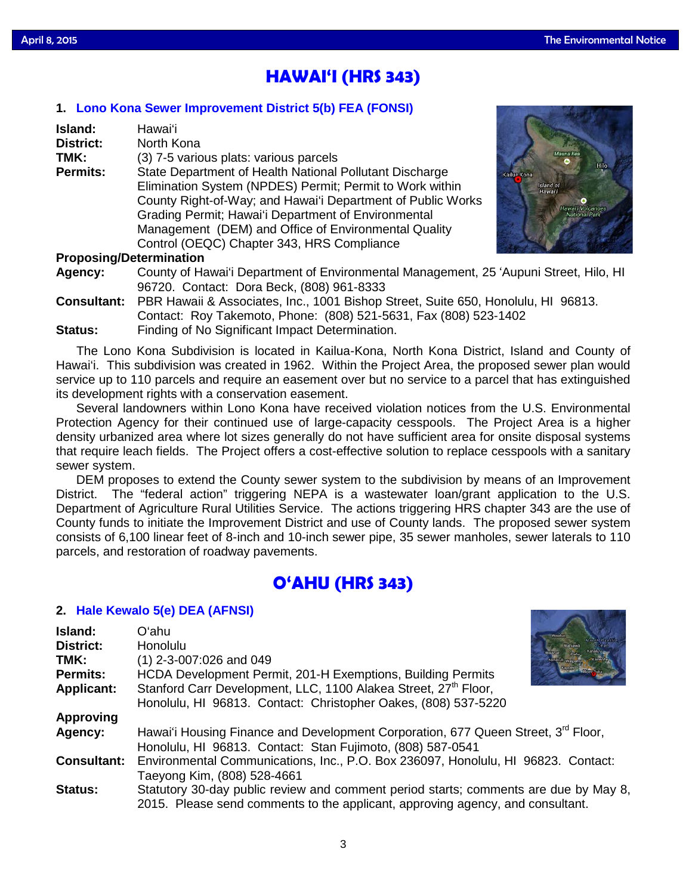# HAWAIʻI (HRS 343)

## 1. Lono Kona Sewer Improvement District 5(b) FEA (FONSI)

**Island:** Hawaiʻi
**District:** North Kona
**TMK:** (3) 7-5 various plats: various parcels
**Permits:** State Department of Health National Pollutant Discharge Elimination System (NPDES) Permit; Permit to Work within County Right-of-Way; and Hawaiʻi Department of Public Works Grading Permit; Hawaiʻi Department of Environmental Management (DEM) and Office of Environmental Quality Control (OEQC) Chapter 343, HRS Compliance

**Proposing/Determination Agency:** County of Hawaiʻi Department of Environmental Management, 25 ʻAupuni Street, Hilo, HI 96720. Contact: Dora Beck, (808) 961-8333
**Consultant:** PBR Hawaii & Associates, Inc., 1001 Bishop Street, Suite 650, Honolulu, HI 96813. Contact: Roy Takemoto, Phone: (808) 521-5631, Fax (808) 523-1402
**Status:** Finding of No Significant Impact Determination.

The Lono Kona Subdivision is located in Kailua-Kona, North Kona District, Island and County of Hawaiʻi. This subdivision was created in 1962. Within the Project Area, the proposed sewer plan would service up to 110 parcels and require an easement over but no service to a parcel that has extinguished its development rights with a conservation easement.

Several landowners within Lono Kona have received violation notices from the U.S. Environmental Protection Agency for their continued use of large-capacity cesspools. The Project Area is a higher density urbanized area where lot sizes generally do not have sufficient area for onsite disposal systems that require leach fields. The Project offers a cost-effective solution to replace cesspools with a sanitary sewer system.

DEM proposes to extend the County sewer system to the subdivision by means of an Improvement District. The "federal action" triggering NEPA is a wastewater loan/grant application to the U.S. Department of Agriculture Rural Utilities Service. The actions triggering HRS chapter 343 are the use of County funds to initiate the Improvement District and use of County lands. The proposed sewer system consists of 6,100 linear feet of 8-inch and 10-inch sewer pipe, 35 sewer manholes, sewer laterals to 110 parcels, and restoration of roadway pavements.

# OʻAHU (HRS 343)

## 2. Hale Kewalo 5(e) DEA (AFNSI)

**Island:** Oʻahu
**District:** Honolulu
**TMK:** (1) 2-3-007:026 and 049
**Permits:** HCDA Development Permit, 201-H Exemptions, Building Permits
**Applicant:** Stanford Carr Development, LLC, 1100 Alakea Street, 27th Floor, Honolulu, HI 96813. Contact: Christopher Oakes, (808) 537-5220

**Approving Agency:** Hawaiʻi Housing Finance and Development Corporation, 677 Queen Street, 3rd Floor, Honolulu, HI 96813. Contact: Stan Fujimoto, (808) 587-0541
**Consultant:** Environmental Communications, Inc., P.O. Box 236097, Honolulu, HI 96823. Contact: Taeyong Kim, (808) 528-4661
**Status:** Statutory 30-day public review and comment period starts; comments are due by May 8, 2015. Please send comments to the applicant, approving agency, and consultant.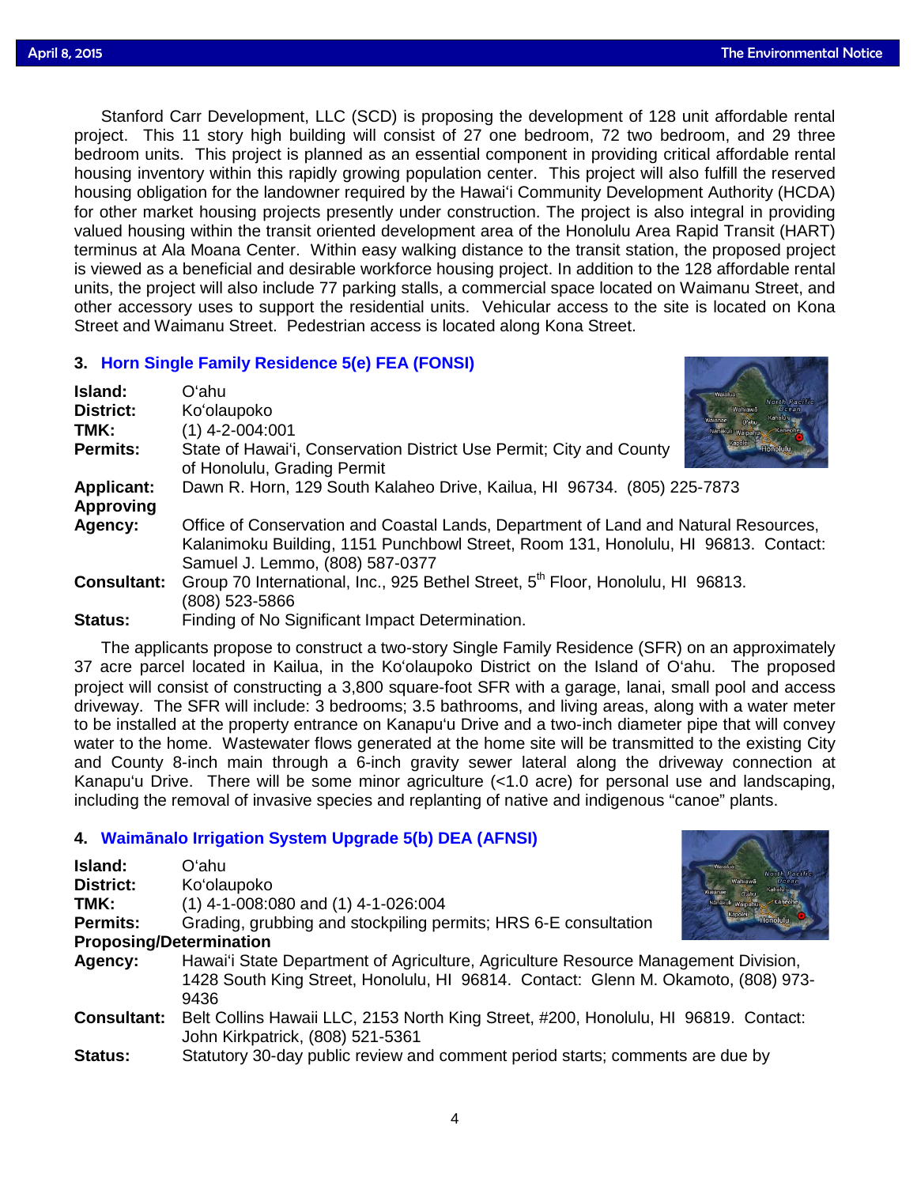Stanford Carr Development, LLC (SCD) is proposing the development of 128 unit affordable rental project. This 11 story high building will consist of 27 one bedroom, 72 two bedroom, and 29 three bedroom units. This project is planned as an essential component in providing critical affordable rental housing inventory within this rapidly growing population center. This project will also fulfill the reserved housing obligation for the landowner required by the Hawaiʻi Community Development Authority (HCDA) for other market housing projects presently under construction. The project is also integral in providing valued housing within the transit oriented development area of the Honolulu Area Rapid Transit (HART) terminus at Ala Moana Center. Within easy walking distance to the transit station, the proposed project is viewed as a beneficial and desirable workforce housing project. In addition to the 128 affordable rental units, the project will also include 77 parking stalls, a commercial space located on Waimanu Street, and other accessory uses to support the residential units. Vehicular access to the site is located on Kona Street and Waimanu Street. Pedestrian access is located along Kona Street.

### 3. Horn Single Family Residence 5(e) FEA (FONSI)

**Island:** Oʻahu
**District:** Koʻolaupoko
**TMK:** (1) 4-2-004:001
**Permits:** State of Hawaiʻi, Conservation District Use Permit; City and County of Honolulu, Grading Permit
**Applicant:** Dawn R. Horn, 129 South Kalaheo Drive, Kailua, HI 96734. (805) 225-7873
**Approving Agency:** Office of Conservation and Coastal Lands, Department of Land and Natural Resources, Kalanimoku Building, 1151 Punchbowl Street, Room 131, Honolulu, HI 96813. Contact: Samuel J. Lemmo, (808) 587-0377
**Consultant:** Group 70 International, Inc., 925 Bethel Street, 5th Floor, Honolulu, HI 96813. (808) 523-5866
**Status:** Finding of No Significant Impact Determination.

The applicants propose to construct a two-story Single Family Residence (SFR) on an approximately 37 acre parcel located in Kailua, in the Koʻolaupoko District on the Island of Oʻahu. The proposed project will consist of constructing a 3,800 square-foot SFR with a garage, lanai, small pool and access driveway. The SFR will include: 3 bedrooms; 3.5 bathrooms, and living areas, along with a water meter to be installed at the property entrance on Kanapuʻu Drive and a two-inch diameter pipe that will convey water to the home. Wastewater flows generated at the home site will be transmitted to the existing City and County 8-inch main through a 6-inch gravity sewer lateral along the driveway connection at Kanapuʻu Drive. There will be some minor agriculture (<1.0 acre) for personal use and landscaping, including the removal of invasive species and replanting of native and indigenous "canoe" plants.

### 4. Waimānalo Irrigation System Upgrade 5(b) DEA (AFNSI)

**Island:** Oʻahu
**District:** Koʻolaupoko
**TMK:** (1) 4-1-008:080 and (1) 4-1-026:004
**Permits:** Grading, grubbing and stockpiling permits; HRS 6-E consultation
**Proposing/Determination Agency:** Hawaiʻi State Department of Agriculture, Agriculture Resource Management Division, 1428 South King Street, Honolulu, HI 96814. Contact: Glenn M. Okamoto, (808) 973-9436
**Consultant:** Belt Collins Hawaii LLC, 2153 North King Street, #200, Honolulu, HI 96819. Contact: John Kirkpatrick, (808) 521-5361
**Status:** Statutory 30-day public review and comment period starts; comments are due by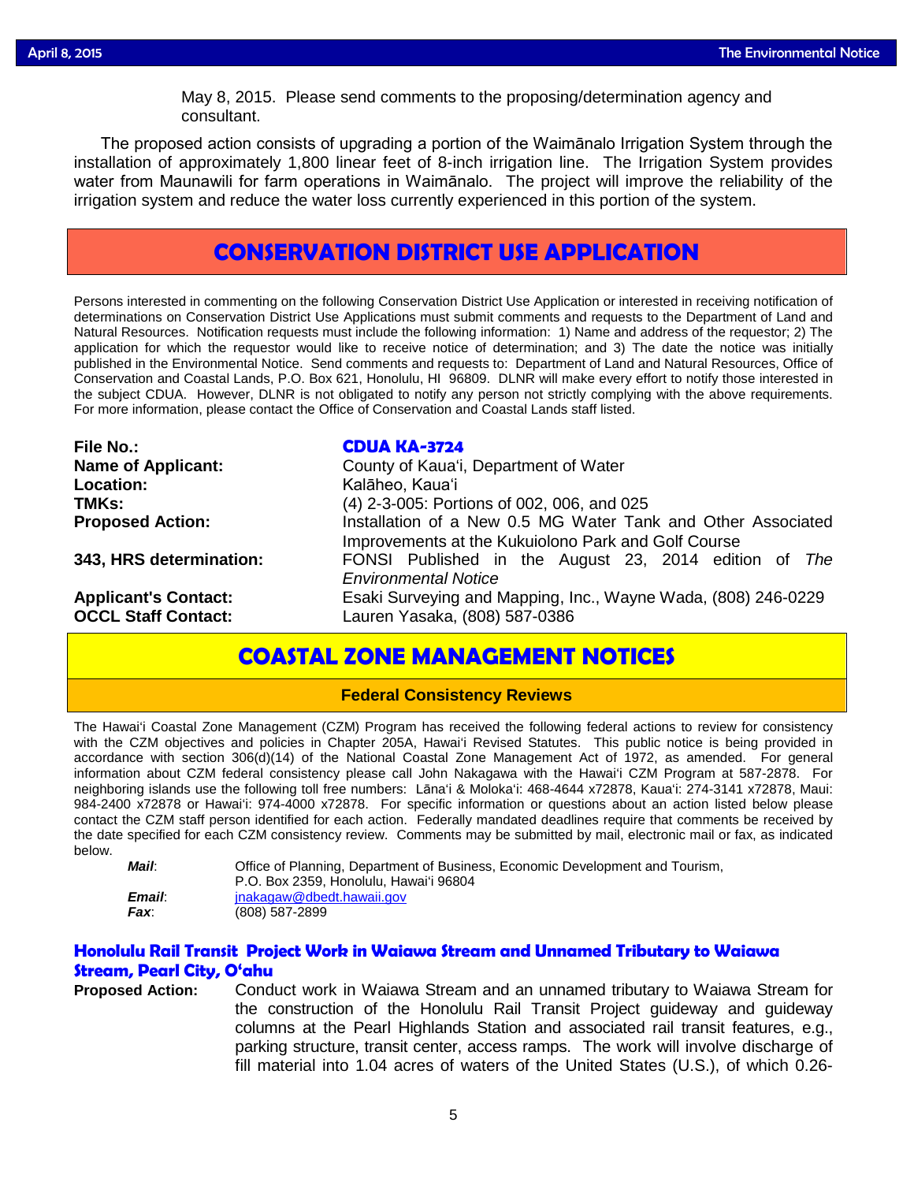May 8, 2015. Please send comments to the proposing/determination agency and consultant.

The proposed action consists of upgrading a portion of the Waimānalo Irrigation System through the installation of approximately 1,800 linear feet of 8-inch irrigation line. The Irrigation System provides water from Maunawili for farm operations in Waimānalo. The project will improve the reliability of the irrigation system and reduce the water loss currently experienced in this portion of the system.

## CONSERVATION DISTRICT USE APPLICATION

Persons interested in commenting on the following Conservation District Use Application or interested in receiving notification of determinations on Conservation District Use Applications must submit comments and requests to the Department of Land and Natural Resources. Notification requests must include the following information: 1) Name and address of the requestor; 2) The application for which the requestor would like to receive notice of determination; and 3) The date the notice was initially published in the Environmental Notice. Send comments and requests to: Department of Land and Natural Resources, Office of Conservation and Coastal Lands, P.O. Box 621, Honolulu, HI 96809. DLNR will make every effort to notify those interested in the subject CDUA. However, DLNR is not obligated to notify any person not strictly complying with the above requirements. For more information, please contact the Office of Conservation and Coastal Lands staff listed.

**File No.:** **CDUA KA-3724**
**Name of Applicant:** County of Kaua'i, Department of Water
**Location:** Kalāheo, Kaua'i
**TMKs:** (4) 2-3-005: Portions of 002, 006, and 025
**Proposed Action:** Installation of a New 0.5 MG Water Tank and Other Associated Improvements at the Kukuiolono Park and Golf Course
**343, HRS determination:** FONSI Published in the August 23, 2014 edition of *The Environmental Notice*
**Applicant's Contact:** Esaki Surveying and Mapping, Inc., Wayne Wada, (808) 246-0229
**OCCL Staff Contact:** Lauren Yasaka, (808) 587-0386

## COASTAL ZONE MANAGEMENT NOTICES

### Federal Consistency Reviews

The Hawai'i Coastal Zone Management (CZM) Program has received the following federal actions to review for consistency with the CZM objectives and policies in Chapter 205A, Hawai'i Revised Statutes. This public notice is being provided in accordance with section 306(d)(14) of the National Coastal Zone Management Act of 1972, as amended. For general information about CZM federal consistency please call John Nakagawa with the Hawai'i CZM Program at 587-2878. For neighboring islands use the following toll free numbers: Lāna'i & Moloka'i: 468-4644 x72878, Kaua'i: 274-3141 x72878, Maui: 984-2400 x72878 or Hawai'i: 974-4000 x72878. For specific information or questions about an action listed below please contact the CZM staff person identified for each action. Federally mandated deadlines require that comments be received by the date specified for each CZM consistency review. Comments may be submitted by mail, electronic mail or fax, as indicated below.

***Mail***: Office of Planning, Department of Business, Economic Development and Tourism, P.O. Box 2359, Honolulu, Hawai'i 96804
***Email***: jnakagaw@dbedt.hawaii.gov
***Fax***: (808) 587-2899

### Honolulu Rail Transit Project Work in Waiawa Stream and Unnamed Tributary to Waiawa Stream, Pearl City, O'ahu

**Proposed Action:** Conduct work in Waiawa Stream and an unnamed tributary to Waiawa Stream for the construction of the Honolulu Rail Transit Project guideway and guideway columns at the Pearl Highlands Station and associated rail transit features, e.g., parking structure, transit center, access ramps. The work will involve discharge of fill material into 1.04 acres of waters of the United States (U.S.), of which 0.26-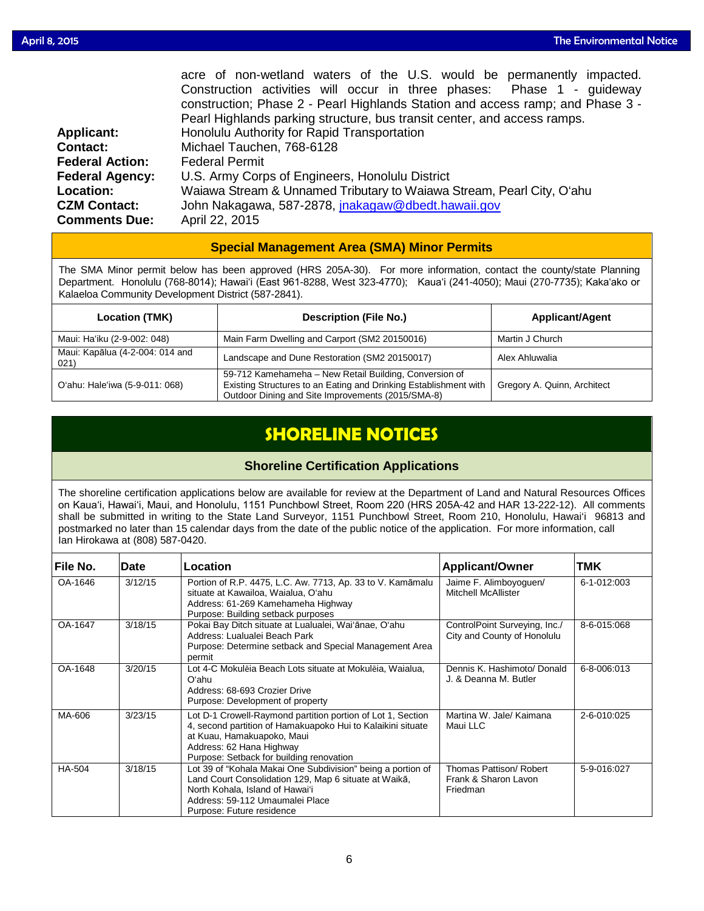acre of non-wetland waters of the U.S. would be permanently impacted. Construction activities will occur in three phases: Phase 1 - guideway construction; Phase 2 - Pearl Highlands Station and access ramp; and Phase 3 - Pearl Highlands parking structure, bus transit center, and access ramps.

**Applicant:** Honolulu Authority for Rapid Transportation
**Contact:** Michael Tauchen, 768-6128
**Federal Action:** Federal Permit
**Federal Agency:** U.S. Army Corps of Engineers, Honolulu District
**Location:** Waiawa Stream & Unnamed Tributary to Waiawa Stream, Pearl City, O'ahu
**CZM Contact:** John Nakagawa, 587-2878, jnakagaw@dbedt.hawaii.gov
**Comments Due:** April 22, 2015

### Special Management Area (SMA) Minor Permits

The SMA Minor permit below has been approved (HRS 205A-30). For more information, contact the county/state Planning Department. Honolulu (768-8014); Hawai'i (East 961-8288, West 323-4770); Kaua'i (241-4050); Maui (270-7735); Kaka'ako or Kalaeloa Community Development District (587-2841).

| Location (TMK) | Description (File No.) | Applicant/Agent |
|---|---|---|
| Maui: Ha'iku (2-9-002: 048) | Main Farm Dwelling and Carport (SM2 20150016) | Martin J Church |
| Maui: Kapālua (4-2-004: 014 and 021) | Landscape and Dune Restoration (SM2 20150017) | Alex Ahluwalia |
| O'ahu: Hale'iwa (5-9-011: 068) | 59-712 Kamehameha – New Retail Building, Conversion of Existing Structures to an Eating and Drinking Establishment with Outdoor Dining and Site Improvements (2015/SMA-8) | Gregory A. Quinn, Architect |

## SHORELINE NOTICES

### Shoreline Certification Applications

The shoreline certification applications below are available for review at the Department of Land and Natural Resources Offices on Kaua'i, Hawai'i, Maui, and Honolulu, 1151 Punchbowl Street, Room 220 (HRS 205A-42 and HAR 13-222-12). All comments shall be submitted in writing to the State Land Surveyor, 1151 Punchbowl Street, Room 210, Honolulu, Hawai'i 96813 and postmarked no later than 15 calendar days from the date of the public notice of the application. For more information, call Ian Hirokawa at (808) 587-0420.

| File No. | Date | Location | Applicant/Owner | TMK |
|---|---|---|---|---|
| OA-1646 | 3/12/15 | Portion of R.P. 4475, L.C. Aw. 7713, Ap. 33 to V. Kamāmalu situate at Kawailoa, Waialua, O'ahu<br>Address: 61-269 Kamehameha Highway<br>Purpose: Building setback purposes | Jaime F. Alimboyoguen/ Mitchell McAllister | 6-1-012:003 |
| OA-1647 | 3/18/15 | Pokai Bay Ditch situate at Lualualei, Wai'ānae, O'ahu<br>Address: Lualualei Beach Park<br>Purpose: Determine setback and Special Management Area permit | ControlPoint Surveying, Inc./ City and County of Honolulu | 8-6-015:068 |
| OA-1648 | 3/20/15 | Lot 4-C Mokulēia Beach Lots situate at Mokulēia, Waialua, O'ahu<br>Address: 68-693 Crozier Drive<br>Purpose: Development of property | Dennis K. Hashimoto/ Donald J. & Deanna M. Butler | 6-8-006:013 |
| MA-606 | 3/23/15 | Lot D-1 Crowell-Raymond partition portion of Lot 1, Section 4, second partition of Hamakuapoko Hui to Kalaikini situate at Kuau, Hamakuapoko, Maui<br>Address: 62 Hana Highway<br>Purpose: Setback for building renovation | Martina W. Jale/ Kaimana Maui LLC | 2-6-010:025 |
| HA-504 | 3/18/15 | Lot 39 of "Kohala Makai One Subdivision" being a portion of Land Court Consolidation 129, Map 6 situate at Waikā, North Kohala, Island of Hawai'i<br>Address: 59-112 Umaumalei Place<br>Purpose: Future residence | Thomas Pattison/ Robert Frank & Sharon Lavon Friedman | 5-9-016:027 |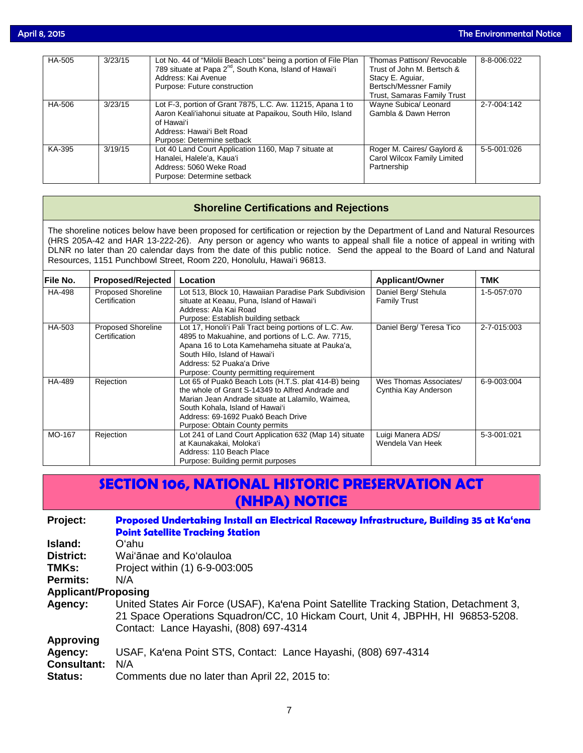| | | | | |
|---|---|---|---|---|
| HA-505 | 3/23/15 | Lot No. 44 of "Milolii Beach Lots" being a portion of File Plan 789 situate at Papa 2nd, South Kona, Island of Hawai'i<br>Address: Kai Avenue<br>Purpose: Future construction | Thomas Pattison/ Revocable Trust of John M. Bertsch & Stacy E. Aguiar, Bertsch/Messner Family Trust, Samaras Family Trust | 8-8-006:022 |
| HA-506 | 3/23/15 | Lot F-3, portion of Grant 7875, L.C. Aw. 11215, Apana 1 to Aaron Keali'iahonui situate at Papaikou, South Hilo, Island of Hawai'i<br>Address: Hawai'i Belt Road<br>Purpose: Determine setback | Wayne Subica/ Leonard Gambla & Dawn Herron | 2-7-004:142 |
| KA-395 | 3/19/15 | Lot 40 Land Court Application 1160, Map 7 situate at Hanalei, Halele'a, Kaua'i<br>Address: 5060 Weke Road<br>Purpose: Determine setback | Roger M. Caires/ Gaylord & Carol Wilcox Family Limited Partnership | 5-5-001:026 |

## Shoreline Certifications and Rejections

The shoreline notices below have been proposed for certification or rejection by the Department of Land and Natural Resources (HRS 205A-42 and HAR 13-222-26). Any person or agency who wants to appeal shall file a notice of appeal in writing with DLNR no later than 20 calendar days from the date of this public notice. Send the appeal to the Board of Land and Natural Resources, 1151 Punchbowl Street, Room 220, Honolulu, Hawai'i 96813.

| File No. | Proposed/Rejected | Location | Applicant/Owner | TMK |
|---|---|---|---|---|
| HA-498 | Proposed Shoreline Certification | Lot 513, Block 10, Hawaiian Paradise Park Subdivision situate at Keaau, Puna, Island of Hawai'i<br>Address: Ala Kai Road<br>Purpose: Establish building setback | Daniel Berg/ Stehula Family Trust | 1-5-057:070 |
| HA-503 | Proposed Shoreline Certification | Lot 17, Honoli'i Pali Tract being portions of L.C. Aw. 4895 to Makuahine, and portions of L.C. Aw. 7715, Apana 16 to Lota Kamehameha situate at Pauka'a, South Hilo, Island of Hawai'i<br>Address: 52 Puaka'a Drive<br>Purpose: County permitting requirement | Daniel Berg/ Teresa Tico | 2-7-015:003 |
| HA-489 | Rejection | Lot 65 of Puakō Beach Lots (H.T.S. plat 414-B) being the whole of Grant S-14349 to Alfred Andrade and Marian Jean Andrade situate at Lalamilo, Waimea, South Kohala, Island of Hawai'i<br>Address: 69-1692 Puakō Beach Drive<br>Purpose: Obtain County permits | Wes Thomas Associates/ Cynthia Kay Anderson | 6-9-003:004 |
| MO-167 | Rejection | Lot 241 of Land Court Application 632 (Map 14) situate at Kaunakakai, Moloka'i<br>Address: 110 Beach Place<br>Purpose: Building permit purposes | Luigi Manera ADS/ Wendela Van Heek | 5-3-001:021 |

# SECTION 106, NATIONAL HISTORIC PRESERVATION ACT (NHPA) NOTICE

**Project:** **Proposed Undertaking Install an Electrical Raceway Infrastructure, Building 35 at Ka'ena Point Satellite Tracking Station**

**Island:** O'ahu

**District:** Wai'ānae and Ko'olauloa

**TMKs:** Project within (1) 6-9-003:005

**Permits:** N/A

**Applicant/Proposing Agency:** United States Air Force (USAF), Ka'ena Point Satellite Tracking Station, Detachment 3, 21 Space Operations Squadron/CC, 10 Hickam Court, Unit 4, JBPHH, HI 96853-5208. Contact: Lance Hayashi, (808) 697-4314

**Approving Agency:** USAF, Ka'ena Point STS, Contact: Lance Hayashi, (808) 697-4314

**Consultant:** N/A

**Status:** Comments due no later than April 22, 2015 to: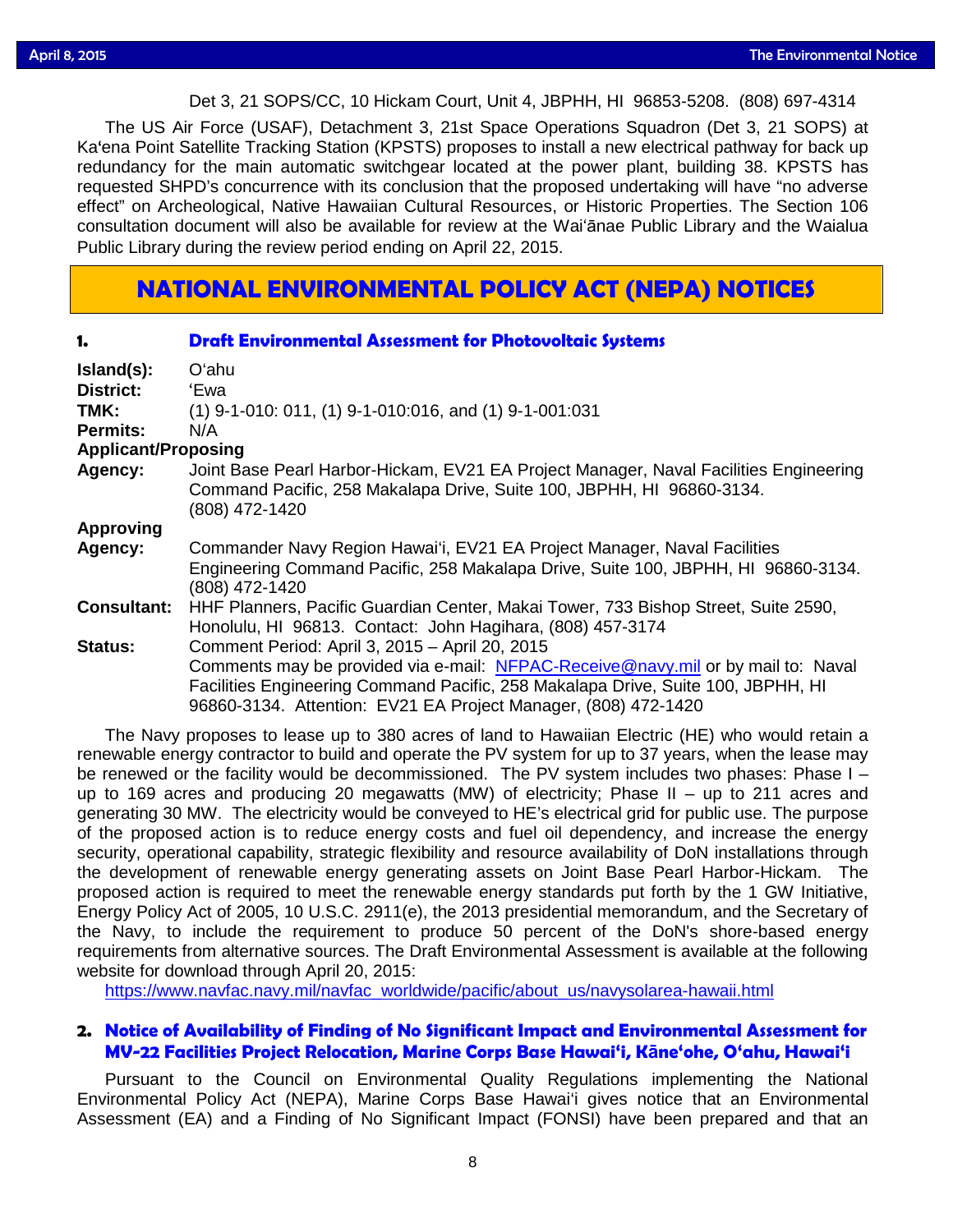Det 3, 21 SOPS/CC, 10 Hickam Court, Unit 4, JBPHH, HI 96853-5208. (808) 697-4314

The US Air Force (USAF), Detachment 3, 21st Space Operations Squadron (Det 3, 21 SOPS) at Kaʻena Point Satellite Tracking Station (KPSTS) proposes to install a new electrical pathway for back up redundancy for the main automatic switchgear located at the power plant, building 38. KPSTS has requested SHPD's concurrence with its conclusion that the proposed undertaking will have "no adverse effect" on Archeological, Native Hawaiian Cultural Resources, or Historic Properties. The Section 106 consultation document will also be available for review at the Waiʻānae Public Library and the Waialua Public Library during the review period ending on April 22, 2015.

## NATIONAL ENVIRONMENTAL POLICY ACT (NEPA) NOTICES

### 1. Draft Environmental Assessment for Photovoltaic Systems

**Island(s):** Oʻahu
**District:** ʻEwa
**TMK:** (1) 9-1-010: 011, (1) 9-1-010:016, and (1) 9-1-001:031
**Permits:** N/A
**Applicant/Proposing Agency:** Joint Base Pearl Harbor-Hickam, EV21 EA Project Manager, Naval Facilities Engineering Command Pacific, 258 Makalapa Drive, Suite 100, JBPHH, HI 96860-3134. (808) 472-1420
**Approving Agency:** Commander Navy Region Hawaiʻi, EV21 EA Project Manager, Naval Facilities Engineering Command Pacific, 258 Makalapa Drive, Suite 100, JBPHH, HI 96860-3134. (808) 472-1420
**Consultant:** HHF Planners, Pacific Guardian Center, Makai Tower, 733 Bishop Street, Suite 2590, Honolulu, HI 96813. Contact: John Hagihara, (808) 457-3174
**Status:** Comment Period: April 3, 2015 – April 20, 2015
Comments may be provided via e-mail: NFPAC-Receive@navy.mil or by mail to: Naval Facilities Engineering Command Pacific, 258 Makalapa Drive, Suite 100, JBPHH, HI 96860-3134. Attention: EV21 EA Project Manager, (808) 472-1420

The Navy proposes to lease up to 380 acres of land to Hawaiian Electric (HE) who would retain a renewable energy contractor to build and operate the PV system for up to 37 years, when the lease may be renewed or the facility would be decommissioned. The PV system includes two phases: Phase I – up to 169 acres and producing 20 megawatts (MW) of electricity; Phase II – up to 211 acres and generating 30 MW. The electricity would be conveyed to HE's electrical grid for public use. The purpose of the proposed action is to reduce energy costs and fuel oil dependency, and increase the energy security, operational capability, strategic flexibility and resource availability of DoN installations through the development of renewable energy generating assets on Joint Base Pearl Harbor-Hickam. The proposed action is required to meet the renewable energy standards put forth by the 1 GW Initiative, Energy Policy Act of 2005, 10 U.S.C. 2911(e), the 2013 presidential memorandum, and the Secretary of the Navy, to include the requirement to produce 50 percent of the DoN's shore-based energy requirements from alternative sources. The Draft Environmental Assessment is available at the following website for download through April 20, 2015:
https://www.navfac.navy.mil/navfac_worldwide/pacific/about_us/navysolarea-hawaii.html

### 2. Notice of Availability of Finding of No Significant Impact and Environmental Assessment for MV-22 Facilities Project Relocation, Marine Corps Base Hawaiʻi, Kāneʻohe, Oʻahu, Hawaiʻi

Pursuant to the Council on Environmental Quality Regulations implementing the National Environmental Policy Act (NEPA), Marine Corps Base Hawaiʻi gives notice that an Environmental Assessment (EA) and a Finding of No Significant Impact (FONSI) have been prepared and that an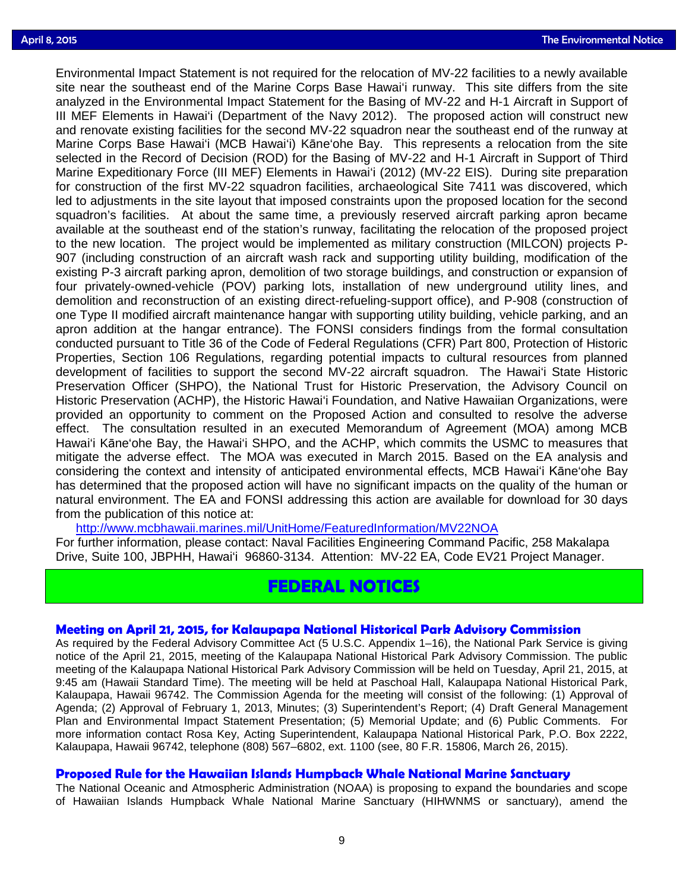Environmental Impact Statement is not required for the relocation of MV-22 facilities to a newly available site near the southeast end of the Marine Corps Base Hawaiʻi runway. This site differs from the site analyzed in the Environmental Impact Statement for the Basing of MV-22 and H-1 Aircraft in Support of III MEF Elements in Hawaiʻi (Department of the Navy 2012). The proposed action will construct new and renovate existing facilities for the second MV-22 squadron near the southeast end of the runway at Marine Corps Base Hawaiʻi (MCB Hawaiʻi) Kāneʻohe Bay. This represents a relocation from the site selected in the Record of Decision (ROD) for the Basing of MV-22 and H-1 Aircraft in Support of Third Marine Expeditionary Force (III MEF) Elements in Hawaiʻi (2012) (MV-22 EIS). During site preparation for construction of the first MV-22 squadron facilities, archaeological Site 7411 was discovered, which led to adjustments in the site layout that imposed constraints upon the proposed location for the second squadron's facilities. At about the same time, a previously reserved aircraft parking apron became available at the southeast end of the station's runway, facilitating the relocation of the proposed project to the new location. The project would be implemented as military construction (MILCON) projects P-907 (including construction of an aircraft wash rack and supporting utility building, modification of the existing P-3 aircraft parking apron, demolition of two storage buildings, and construction or expansion of four privately-owned-vehicle (POV) parking lots, installation of new underground utility lines, and demolition and reconstruction of an existing direct-refueling-support office), and P-908 (construction of one Type II modified aircraft maintenance hangar with supporting utility building, vehicle parking, and an apron addition at the hangar entrance). The FONSI considers findings from the formal consultation conducted pursuant to Title 36 of the Code of Federal Regulations (CFR) Part 800, Protection of Historic Properties, Section 106 Regulations, regarding potential impacts to cultural resources from planned development of facilities to support the second MV-22 aircraft squadron. The Hawaiʻi State Historic Preservation Officer (SHPO), the National Trust for Historic Preservation, the Advisory Council on Historic Preservation (ACHP), the Historic Hawaiʻi Foundation, and Native Hawaiian Organizations, were provided an opportunity to comment on the Proposed Action and consulted to resolve the adverse effect. The consultation resulted in an executed Memorandum of Agreement (MOA) among MCB Hawaiʻi Kāneʻohe Bay, the Hawaiʻi SHPO, and the ACHP, which commits the USMC to measures that mitigate the adverse effect. The MOA was executed in March 2015. Based on the EA analysis and considering the context and intensity of anticipated environmental effects, MCB Hawaiʻi Kāneʻohe Bay has determined that the proposed action will have no significant impacts on the quality of the human or natural environment. The EA and FONSI addressing this action are available for download for 30 days from the publication of this notice at:

http://www.mcbhawaii.marines.mil/UnitHome/FeaturedInformation/MV22NOA

For further information, please contact: Naval Facilities Engineering Command Pacific, 258 Makalapa Drive, Suite 100, JBPHH, Hawaiʻi 96860-3134. Attention: MV-22 EA, Code EV21 Project Manager.

# FEDERAL NOTICES

## Meeting on April 21, 2015, for Kalaupapa National Historical Park Advisory Commission

As required by the Federal Advisory Committee Act (5 U.S.C. Appendix 1–16), the National Park Service is giving notice of the April 21, 2015, meeting of the Kalaupapa National Historical Park Advisory Commission. The public meeting of the Kalaupapa National Historical Park Advisory Commission will be held on Tuesday, April 21, 2015, at 9:45 am (Hawaii Standard Time). The meeting will be held at Paschoal Hall, Kalaupapa National Historical Park, Kalaupapa, Hawaii 96742. The Commission Agenda for the meeting will consist of the following: (1) Approval of Agenda; (2) Approval of February 1, 2013, Minutes; (3) Superintendent's Report; (4) Draft General Management Plan and Environmental Impact Statement Presentation; (5) Memorial Update; and (6) Public Comments. For more information contact Rosa Key, Acting Superintendent, Kalaupapa National Historical Park, P.O. Box 2222, Kalaupapa, Hawaii 96742, telephone (808) 567–6802, ext. 1100 (see, 80 F.R. 15806, March 26, 2015).

## Proposed Rule for the Hawaiian Islands Humpback Whale National Marine Sanctuary

The National Oceanic and Atmospheric Administration (NOAA) is proposing to expand the boundaries and scope of Hawaiian Islands Humpback Whale National Marine Sanctuary (HIHWNMS or sanctuary), amend the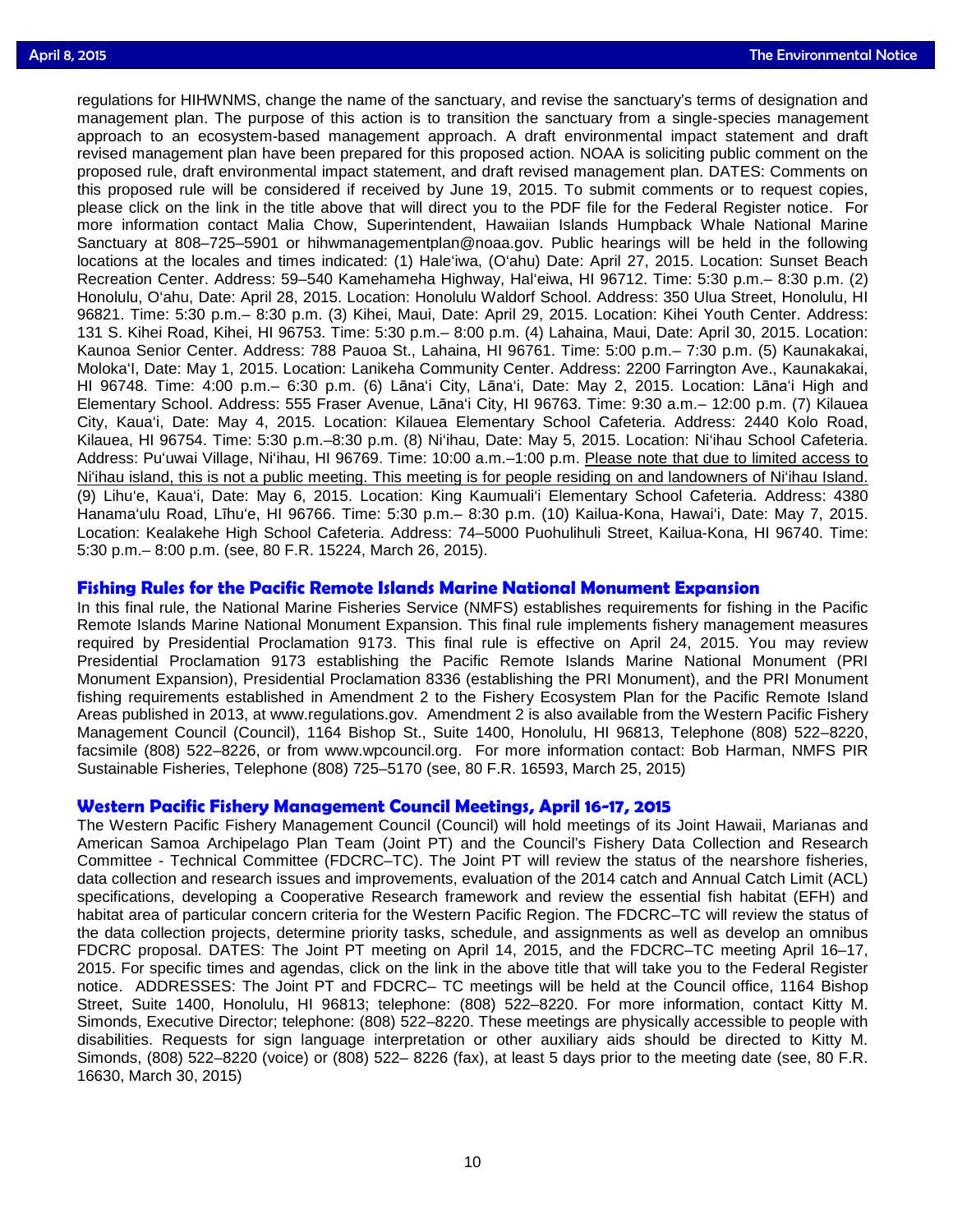regulations for HIHWNMS, change the name of the sanctuary, and revise the sanctuary's terms of designation and management plan. The purpose of this action is to transition the sanctuary from a single-species management approach to an ecosystem-based management approach. A draft environmental impact statement and draft revised management plan have been prepared for this proposed action. NOAA is soliciting public comment on the proposed rule, draft environmental impact statement, and draft revised management plan. DATES: Comments on this proposed rule will be considered if received by June 19, 2015. To submit comments or to request copies, please click on the link in the title above that will direct you to the PDF file for the Federal Register notice. For more information contact Malia Chow, Superintendent, Hawaiian Islands Humpback Whale National Marine Sanctuary at 808–725–5901 or hihwmanagementplan@noaa.gov. Public hearings will be held in the following locations at the locales and times indicated: (1) Hale'iwa, (O'ahu) Date: April 27, 2015. Location: Sunset Beach Recreation Center. Address: 59–540 Kamehameha Highway, Hal'eiwa, HI 96712. Time: 5:30 p.m.– 8:30 p.m. (2) Honolulu, O'ahu, Date: April 28, 2015. Location: Honolulu Waldorf School. Address: 350 Ulua Street, Honolulu, HI 96821. Time: 5:30 p.m.– 8:30 p.m. (3) Kihei, Maui, Date: April 29, 2015. Location: Kihei Youth Center. Address: 131 S. Kihei Road, Kihei, HI 96753. Time: 5:30 p.m.– 8:00 p.m. (4) Lahaina, Maui, Date: April 30, 2015. Location: Kaunoa Senior Center. Address: 788 Pauoa St., Lahaina, HI 96761. Time: 5:00 p.m.– 7:30 p.m. (5) Kaunakakai, Moloka'I, Date: May 1, 2015. Location: Lanikeha Community Center. Address: 2200 Farrington Ave., Kaunakakai, HI 96748. Time: 4:00 p.m.– 6:30 p.m. (6) Lāna'i City, Lāna'i, Date: May 2, 2015. Location: Lāna'i High and Elementary School. Address: 555 Fraser Avenue, Lāna'i City, HI 96763. Time: 9:30 a.m.– 12:00 p.m. (7) Kilauea City, Kaua'i, Date: May 4, 2015. Location: Kilauea Elementary School Cafeteria. Address: 2440 Kolo Road, Kilauea, HI 96754. Time: 5:30 p.m.–8:30 p.m. (8) Ni'ihau, Date: May 5, 2015. Location: Ni'ihau School Cafeteria. Address: Pu'uwai Village, Ni'ihau, HI 96769. Time: 10:00 a.m.–1:00 p.m. Please note that due to limited access to Ni'ihau island, this is not a public meeting. This meeting is for people residing on and landowners of Ni'ihau Island. (9) Lihu'e, Kaua'i, Date: May 6, 2015. Location: King Kaumuali'i Elementary School Cafeteria. Address: 4380 Hanama'ulu Road, Līhu'e, HI 96766. Time: 5:30 p.m.– 8:30 p.m. (10) Kailua-Kona, Hawai'i, Date: May 7, 2015. Location: Kealakehe High School Cafeteria. Address: 74–5000 Puohulihuli Street, Kailua-Kona, HI 96740. Time: 5:30 p.m.– 8:00 p.m. (see, 80 F.R. 15224, March 26, 2015).

### Fishing Rules for the Pacific Remote Islands Marine National Monument Expansion

In this final rule, the National Marine Fisheries Service (NMFS) establishes requirements for fishing in the Pacific Remote Islands Marine National Monument Expansion. This final rule implements fishery management measures required by Presidential Proclamation 9173. This final rule is effective on April 24, 2015. You may review Presidential Proclamation 9173 establishing the Pacific Remote Islands Marine National Monument (PRI Monument Expansion), Presidential Proclamation 8336 (establishing the PRI Monument), and the PRI Monument fishing requirements established in Amendment 2 to the Fishery Ecosystem Plan for the Pacific Remote Island Areas published in 2013, at www.regulations.gov. Amendment 2 is also available from the Western Pacific Fishery Management Council (Council), 1164 Bishop St., Suite 1400, Honolulu, HI 96813, Telephone (808) 522–8220, facsimile (808) 522–8226, or from www.wpcouncil.org. For more information contact: Bob Harman, NMFS PIR Sustainable Fisheries, Telephone (808) 725–5170 (see, 80 F.R. 16593, March 25, 2015)

### Western Pacific Fishery Management Council Meetings, April 16-17, 2015

The Western Pacific Fishery Management Council (Council) will hold meetings of its Joint Hawaii, Marianas and American Samoa Archipelago Plan Team (Joint PT) and the Council's Fishery Data Collection and Research Committee - Technical Committee (FDCRC–TC). The Joint PT will review the status of the nearshore fisheries, data collection and research issues and improvements, evaluation of the 2014 catch and Annual Catch Limit (ACL) specifications, developing a Cooperative Research framework and review the essential fish habitat (EFH) and habitat area of particular concern criteria for the Western Pacific Region. The FDCRC–TC will review the status of the data collection projects, determine priority tasks, schedule, and assignments as well as develop an omnibus FDCRC proposal. DATES: The Joint PT meeting on April 14, 2015, and the FDCRC–TC meeting April 16–17, 2015. For specific times and agendas, click on the link in the above title that will take you to the Federal Register notice. ADDRESSES: The Joint PT and FDCRC– TC meetings will be held at the Council office, 1164 Bishop Street, Suite 1400, Honolulu, HI 96813; telephone: (808) 522–8220. For more information, contact Kitty M. Simonds, Executive Director; telephone: (808) 522–8220. These meetings are physically accessible to people with disabilities. Requests for sign language interpretation or other auxiliary aids should be directed to Kitty M. Simonds, (808) 522–8220 (voice) or (808) 522– 8226 (fax), at least 5 days prior to the meeting date (see, 80 F.R. 16630, March 30, 2015)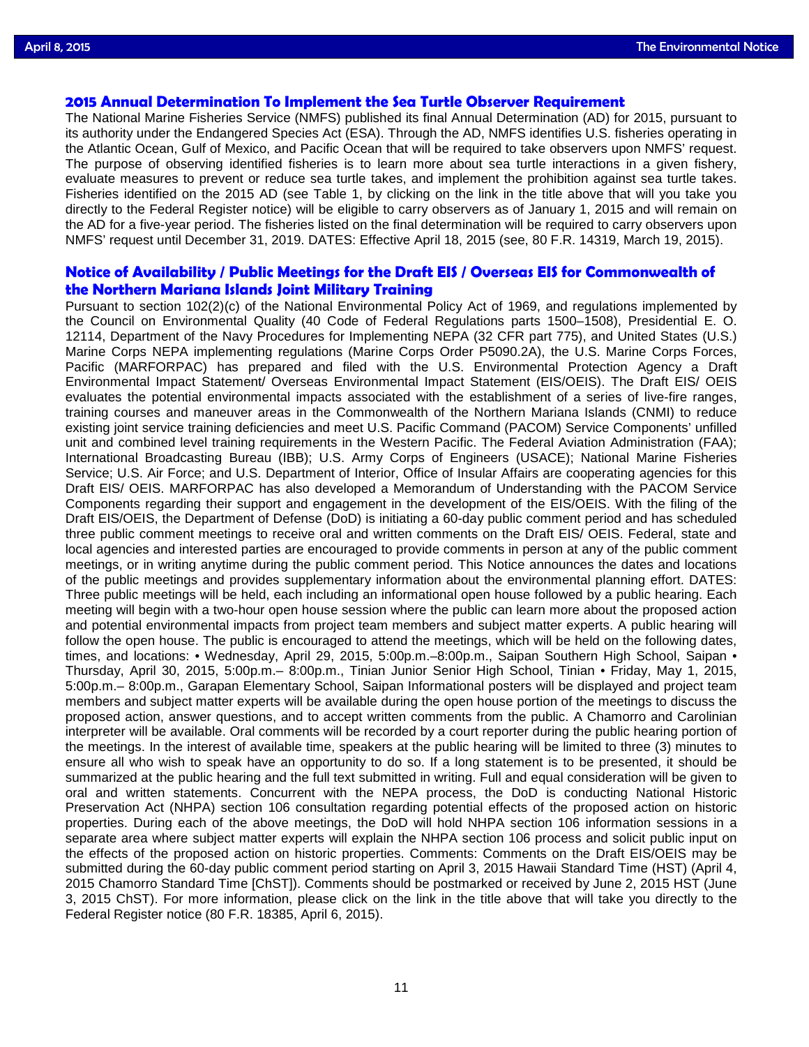## 2015 Annual Determination To Implement the Sea Turtle Observer Requirement

The National Marine Fisheries Service (NMFS) published its final Annual Determination (AD) for 2015, pursuant to its authority under the Endangered Species Act (ESA). Through the AD, NMFS identifies U.S. fisheries operating in the Atlantic Ocean, Gulf of Mexico, and Pacific Ocean that will be required to take observers upon NMFS' request. The purpose of observing identified fisheries is to learn more about sea turtle interactions in a given fishery, evaluate measures to prevent or reduce sea turtle takes, and implement the prohibition against sea turtle takes. Fisheries identified on the 2015 AD (see Table 1, by clicking on the link in the title above that will you take you directly to the Federal Register notice) will be eligible to carry observers as of January 1, 2015 and will remain on the AD for a five-year period. The fisheries listed on the final determination will be required to carry observers upon NMFS' request until December 31, 2019. DATES: Effective April 18, 2015 (see, 80 F.R. 14319, March 19, 2015).

## Notice of Availability / Public Meetings for the Draft EIS / Overseas EIS for Commonwealth of the Northern Mariana Islands Joint Military Training

Pursuant to section 102(2)(c) of the National Environmental Policy Act of 1969, and regulations implemented by the Council on Environmental Quality (40 Code of Federal Regulations parts 1500–1508), Presidential E. O. 12114, Department of the Navy Procedures for Implementing NEPA (32 CFR part 775), and United States (U.S.) Marine Corps NEPA implementing regulations (Marine Corps Order P5090.2A), the U.S. Marine Corps Forces, Pacific (MARFORPAC) has prepared and filed with the U.S. Environmental Protection Agency a Draft Environmental Impact Statement/ Overseas Environmental Impact Statement (EIS/OEIS). The Draft EIS/ OEIS evaluates the potential environmental impacts associated with the establishment of a series of live-fire ranges, training courses and maneuver areas in the Commonwealth of the Northern Mariana Islands (CNMI) to reduce existing joint service training deficiencies and meet U.S. Pacific Command (PACOM) Service Components' unfilled unit and combined level training requirements in the Western Pacific. The Federal Aviation Administration (FAA); International Broadcasting Bureau (IBB); U.S. Army Corps of Engineers (USACE); National Marine Fisheries Service; U.S. Air Force; and U.S. Department of Interior, Office of Insular Affairs are cooperating agencies for this Draft EIS/ OEIS. MARFORPAC has also developed a Memorandum of Understanding with the PACOM Service Components regarding their support and engagement in the development of the EIS/OEIS. With the filing of the Draft EIS/OEIS, the Department of Defense (DoD) is initiating a 60-day public comment period and has scheduled three public comment meetings to receive oral and written comments on the Draft EIS/ OEIS. Federal, state and local agencies and interested parties are encouraged to provide comments in person at any of the public comment meetings, or in writing anytime during the public comment period. This Notice announces the dates and locations of the public meetings and provides supplementary information about the environmental planning effort. DATES: Three public meetings will be held, each including an informational open house followed by a public hearing. Each meeting will begin with a two-hour open house session where the public can learn more about the proposed action and potential environmental impacts from project team members and subject matter experts. A public hearing will follow the open house. The public is encouraged to attend the meetings, which will be held on the following dates, times, and locations: • Wednesday, April 29, 2015, 5:00p.m.–8:00p.m., Saipan Southern High School, Saipan • Thursday, April 30, 2015, 5:00p.m.– 8:00p.m., Tinian Junior Senior High School, Tinian • Friday, May 1, 2015, 5:00p.m.– 8:00p.m., Garapan Elementary School, Saipan Informational posters will be displayed and project team members and subject matter experts will be available during the open house portion of the meetings to discuss the proposed action, answer questions, and to accept written comments from the public. A Chamorro and Carolinian interpreter will be available. Oral comments will be recorded by a court reporter during the public hearing portion of the meetings. In the interest of available time, speakers at the public hearing will be limited to three (3) minutes to ensure all who wish to speak have an opportunity to do so. If a long statement is to be presented, it should be summarized at the public hearing and the full text submitted in writing. Full and equal consideration will be given to oral and written statements. Concurrent with the NEPA process, the DoD is conducting National Historic Preservation Act (NHPA) section 106 consultation regarding potential effects of the proposed action on historic properties. During each of the above meetings, the DoD will hold NHPA section 106 information sessions in a separate area where subject matter experts will explain the NHPA section 106 process and solicit public input on the effects of the proposed action on historic properties. Comments: Comments on the Draft EIS/OEIS may be submitted during the 60-day public comment period starting on April 3, 2015 Hawaii Standard Time (HST) (April 4, 2015 Chamorro Standard Time [ChST]). Comments should be postmarked or received by June 2, 2015 HST (June 3, 2015 ChST). For more information, please click on the link in the title above that will take you directly to the Federal Register notice (80 F.R. 18385, April 6, 2015).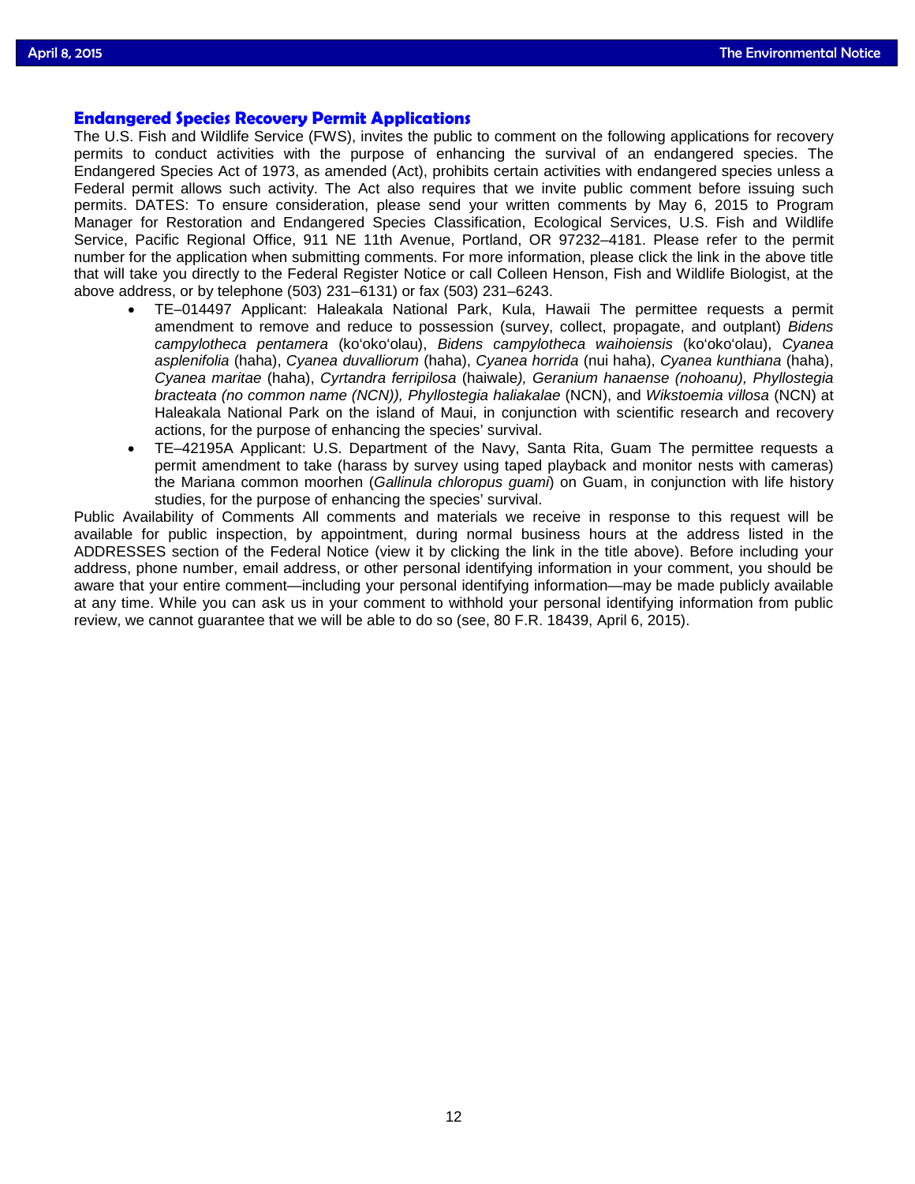## Endangered Species Recovery Permit Applications

The U.S. Fish and Wildlife Service (FWS), invites the public to comment on the following applications for recovery permits to conduct activities with the purpose of enhancing the survival of an endangered species. The Endangered Species Act of 1973, as amended (Act), prohibits certain activities with endangered species unless a Federal permit allows such activity. The Act also requires that we invite public comment before issuing such permits. DATES: To ensure consideration, please send your written comments by May 6, 2015 to Program Manager for Restoration and Endangered Species Classification, Ecological Services, U.S. Fish and Wildlife Service, Pacific Regional Office, 911 NE 11th Avenue, Portland, OR 97232–4181. Please refer to the permit number for the application when submitting comments. For more information, please click the link in the above title that will take you directly to the Federal Register Notice or call Colleen Henson, Fish and Wildlife Biologist, at the above address, or by telephone (503) 231–6131) or fax (503) 231–6243.

- TE–014497 Applicant: Haleakala National Park, Kula, Hawaii The permittee requests a permit amendment to remove and reduce to possession (survey, collect, propagate, and outplant) *Bidens campylotheca pentamera* (koʻokoʻolau), *Bidens campylotheca waihoiensis* (koʻokoʻolau), *Cyanea asplenifolia* (haha), *Cyanea duvalliorum* (haha), *Cyanea horrida* (nui haha), *Cyanea kunthiana* (haha), *Cyanea maritae* (haha), *Cyrtandra ferripilosa* (haiwale*), Geranium hanaense (nohoanu), Phyllostegia bracteata (no common name (NCN)), Phyllostegia haliakalae* (NCN), and *Wikstoemia villosa* (NCN) at Haleakala National Park on the island of Maui, in conjunction with scientific research and recovery actions, for the purpose of enhancing the species' survival.
- TE–42195A Applicant: U.S. Department of the Navy, Santa Rita, Guam The permittee requests a permit amendment to take (harass by survey using taped playback and monitor nests with cameras) the Mariana common moorhen (*Gallinula chloropus guami*) on Guam, in conjunction with life history studies, for the purpose of enhancing the species' survival.

Public Availability of Comments All comments and materials we receive in response to this request will be available for public inspection, by appointment, during normal business hours at the address listed in the ADDRESSES section of the Federal Notice (view it by clicking the link in the title above). Before including your address, phone number, email address, or other personal identifying information in your comment, you should be aware that your entire comment—including your personal identifying information—may be made publicly available at any time. While you can ask us in your comment to withhold your personal identifying information from public review, we cannot guarantee that we will be able to do so (see, 80 F.R. 18439, April 6, 2015).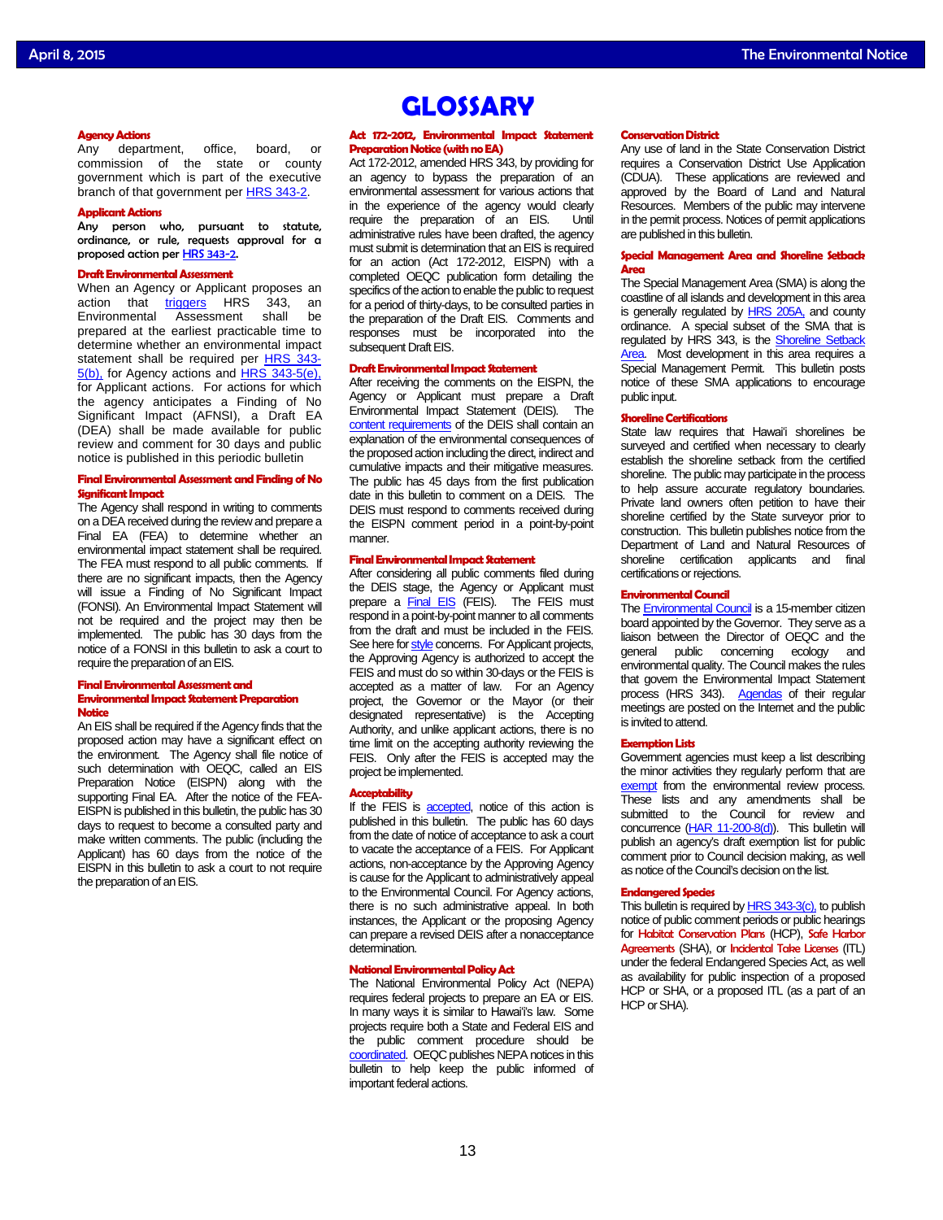# GLOSSARY

### Agency Actions

Any department, office, board, or commission of the state or county government which is part of the executive branch of that government per HRS 343-2.

### Applicant Actions

**Any person who, pursuant to statute, ordinance, or rule, requests approval for a proposed action per HRS 343-2.**

### Draft Environmental Assessment

When an Agency or Applicant proposes an action that triggers HRS 343, an Environmental Assessment shall be prepared at the earliest practicable time to determine whether an environmental impact statement shall be required per HRS 343-5(b), for Agency actions and HRS 343-5(e), for Applicant actions. For actions for which the agency anticipates a Finding of No Significant Impact (AFNSI), a Draft EA (DEA) shall be made available for public review and comment for 30 days and public notice is published in this periodic bulletin

### Final Environmental Assessment and Finding of No Significant Impact

The Agency shall respond in writing to comments on a DEA received during the review and prepare a Final EA (FEA) to determine whether an environmental impact statement shall be required. The FEA must respond to all public comments. If there are no significant impacts, then the Agency will issue a Finding of No Significant Impact (FONSI). An Environmental Impact Statement will not be required and the project may then be implemented. The public has 30 days from the notice of a FONSI in this bulletin to ask a court to require the preparation of an EIS.

### Final Environmental Assessment and Environmental Impact Statement Preparation Notice

An EIS shall be required if the Agency finds that the proposed action may have a significant effect on the environment. The Agency shall file notice of such determination with OEQC, called an EIS Preparation Notice (EISPN) along with the supporting Final EA. After the notice of the FEA-EISPN is published in this bulletin, the public has 30 days to request to become a consulted party and make written comments. The public (including the Applicant) has 60 days from the notice of the EISPN in this bulletin to ask a court to not require the preparation of an EIS.

### Act 172-2012, Environmental Impact Statement Preparation Notice (with no EA)

Act 172-2012, amended HRS 343, by providing for an agency to bypass the preparation of an environmental assessment for various actions that in the experience of the agency would clearly require the preparation of an EIS. Until administrative rules have been drafted, the agency must submit is determination that an EIS is required for an action (Act 172-2012, EISPN) with a completed OEQC publication form detailing the specifics of the action to enable the public to request for a period of thirty-days, to be consulted parties in the preparation of the Draft EIS. Comments and responses must be incorporated into the subsequent Draft EIS.

### Draft Environmental Impact Statement

After receiving the comments on the EISPN, the Agency or Applicant must prepare a Draft Environmental Impact Statement (DEIS). The content requirements of the DEIS shall contain an explanation of the environmental consequences of the proposed action including the direct, indirect and cumulative impacts and their mitigative measures. The public has 45 days from the first publication date in this bulletin to comment on a DEIS. The DEIS must respond to comments received during the EISPN comment period in a point-by-point manner.

### Final Environmental Impact Statement

After considering all public comments filed during the DEIS stage, the Agency or Applicant must prepare a Final EIS (FEIS). The FEIS must respond in a point-by-point manner to all comments from the draft and must be included in the FEIS. See here for style concerns. For Applicant projects, the Approving Agency is authorized to accept the FEIS and must do so within 30-days or the FEIS is accepted as a matter of law. For an Agency project, the Governor or the Mayor (or their designated representative) is the Accepting Authority, and unlike applicant actions, there is no time limit on the accepting authority reviewing the FEIS. Only after the FEIS is accepted may the project be implemented.

### Acceptability

If the FEIS is accepted, notice of this action is published in this bulletin. The public has 60 days from the date of notice of acceptance to ask a court to vacate the acceptance of a FEIS. For Applicant actions, non-acceptance by the Approving Agency is cause for the Applicant to administratively appeal to the Environmental Council. For Agency actions, there is no such administrative appeal. In both instances, the Applicant or the proposing Agency can prepare a revised DEIS after a nonacceptance determination.

### National Environmental Policy Act

The National Environmental Policy Act (NEPA) requires federal projects to prepare an EA or EIS. In many ways it is similar to Hawai'i's law. Some projects require both a State and Federal EIS and the public comment procedure should be coordinated. OEQC publishes NEPA notices in this bulletin to help keep the public informed of important federal actions.

### Conservation District

Any use of land in the State Conservation District requires a Conservation District Use Application (CDUA). These applications are reviewed and approved by the Board of Land and Natural Resources. Members of the public may intervene in the permit process. Notices of permit applications are published in this bulletin.

### Special Management Area and Shoreline Setback Area

The Special Management Area (SMA) is along the coastline of all islands and development in this area is generally regulated by HRS 205A, and county ordinance. A special subset of the SMA that is regulated by HRS 343, is the Shoreline Setback Area. Most development in this area requires a Special Management Permit. This bulletin posts notice of these SMA applications to encourage public input.

### Shoreline Certifications

State law requires that Hawai'i shorelines be surveyed and certified when necessary to clearly establish the shoreline setback from the certified shoreline. The public may participate in the process to help assure accurate regulatory boundaries. Private land owners often petition to have their shoreline certified by the State surveyor prior to construction. This bulletin publishes notice from the Department of Land and Natural Resources of shoreline certification applicants and final certifications or rejections.

### Environmental Council

The Environmental Council is a 15-member citizen board appointed by the Governor. They serve as a liaison between the Director of OEQC and the general public concerning ecology and environmental quality. The Council makes the rules that govern the Environmental Impact Statement process (HRS 343). Agendas of their regular meetings are posted on the Internet and the public is invited to attend.

### Exemption Lists

Government agencies must keep a list describing the minor activities they regularly perform that are exempt from the environmental review process. These lists and any amendments shall be submitted to the Council for review and concurrence (HAR 11-200-8(d)). This bulletin will publish an agency's draft exemption list for public comment prior to Council decision making, as well as notice of the Council's decision on the list.

### Endangered Species

This bulletin is required by HRS 343-3(c), to publish notice of public comment periods or public hearings for Habitat Conservation Plans (HCP), Safe Harbor Agreements (SHA), or Incidental Take Licenses (ITL) under the federal Endangered Species Act, as well as availability for public inspection of a proposed HCP or SHA, or a proposed ITL (as a part of an HCP or SHA).